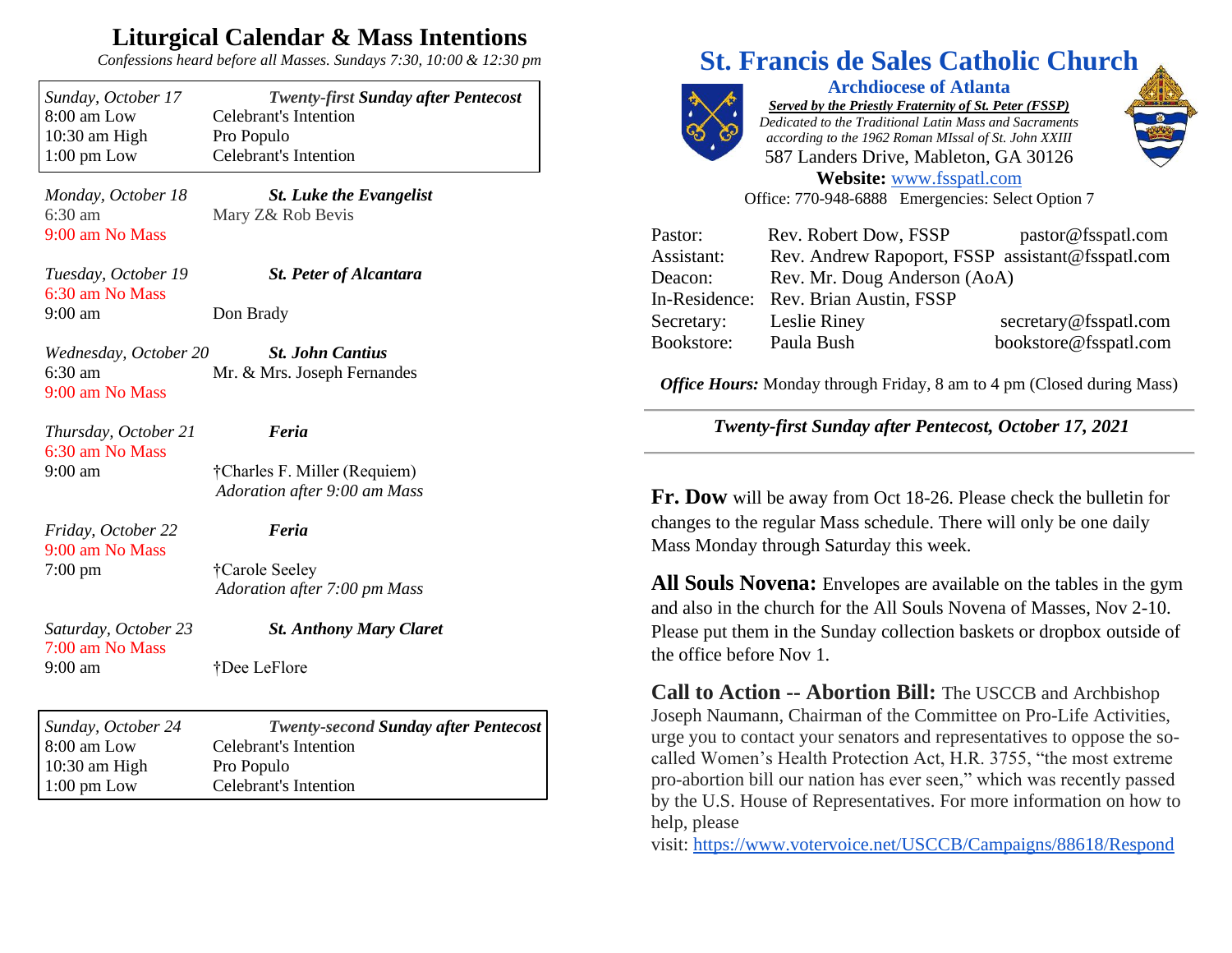# Liturgical Calendar & Mass Intentions

*Confessions heard before all Masses. Sundays 7:30, 10:00 & 12:30 pm*

| *Sunday, October 17* | ***Twenty-first Sunday after Pentecost*** |
|---|---|
| 8:00 am Low | Celebrant's Intention |
| 10:30 am High | Pro Populo |
| 1:00 pm Low | Celebrant's Intention |

*Monday, October 18* — ***St. Luke the Evangelist***
6:30 am — Mary Z& Rob Bevis
9:00 am No Mass

*Tuesday, October 19* — ***St. Peter of Alcantara***
6:30 am No Mass
9:00 am — Don Brady

*Wednesday, October 20* — ***St. John Cantius***
6:30 am — Mr. & Mrs. Joseph Fernandes
9:00 am No Mass

*Thursday, October 21* — ***Feria***
6:30 am No Mass
9:00 am — †Charles F. Miller (Requiem)
*Adoration after 9:00 am Mass*

*Friday, October 22* — ***Feria***
9:00 am No Mass
7:00 pm — †Carole Seeley
*Adoration after 7:00 pm Mass*

*Saturday, October 23* — ***St. Anthony Mary Claret***
7:00 am No Mass
9:00 am — †Dee LeFlore

| *Sunday, October 24* | ***Twenty-second Sunday after Pentecost*** |
|---|---|
| 8:00 am Low | Celebrant's Intention |
| 10:30 am High | Pro Populo |
| 1:00 pm Low | Celebrant's Intention |

# St. Francis de Sales Catholic Church

**Archdiocese of Atlanta**

***Served by the Priestly Fraternity of St. Peter (FSSP)***

*Dedicated to the Traditional Latin Mass and Sacraments according to the 1962 Roman MIssal of St. John XXIII*

587 Landers Drive, Mableton, GA 30126

**Website:** www.fsspatl.com

Office: 770-948-6888 Emergencies: Select Option 7

| | | |
|---|---|---|
| Pastor: | Rev. Robert Dow, FSSP | pastor@fsspatl.com |
| Assistant: | Rev. Andrew Rapoport, FSSP | assistant@fsspatl.com |
| Deacon: | Rev. Mr. Doug Anderson (AoA) | |
| In-Residence: | Rev. Brian Austin, FSSP | |
| Secretary: | Leslie Riney | secretary@fsspatl.com |
| Bookstore: | Paula Bush | bookstore@fsspatl.com |

***Office Hours:*** Monday through Friday, 8 am to 4 pm (Closed during Mass)

***Twenty-first Sunday after Pentecost, October 17, 2021***

**Fr. Dow** will be away from Oct 18-26. Please check the bulletin for changes to the regular Mass schedule. There will only be one daily Mass Monday through Saturday this week.

**All Souls Novena:** Envelopes are available on the tables in the gym and also in the church for the All Souls Novena of Masses, Nov 2-10. Please put them in the Sunday collection baskets or dropbox outside of the office before Nov 1.

**Call to Action -- Abortion Bill:** The USCCB and Archbishop Joseph Naumann, Chairman of the Committee on Pro-Life Activities, urge you to contact your senators and representatives to oppose the so-called Women's Health Protection Act, H.R. 3755, "the most extreme pro-abortion bill our nation has ever seen," which was recently passed by the U.S. House of Representatives. For more information on how to help, please visit: https://www.votervoice.net/USCCB/Campaigns/88618/Respond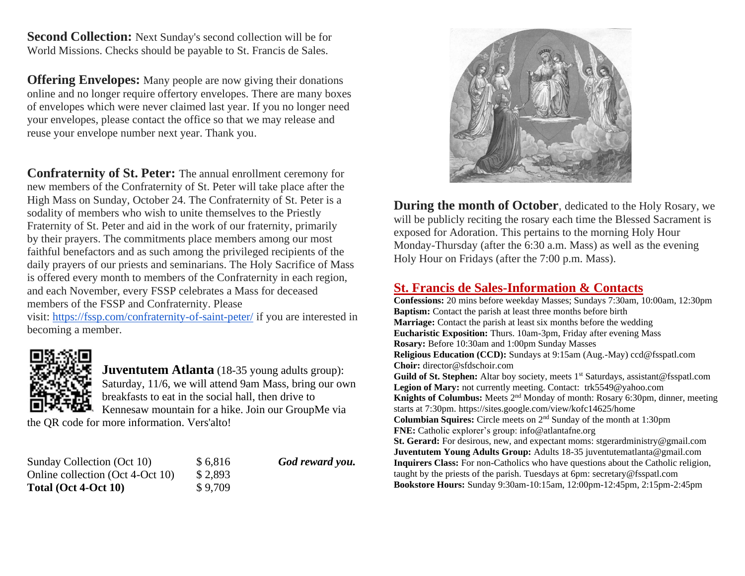**Second Collection:** Next Sunday's second collection will be for World Missions. Checks should be payable to St. Francis de Sales.

**Offering Envelopes:** Many people are now giving their donations online and no longer require offertory envelopes. There are many boxes of envelopes which were never claimed last year. If you no longer need your envelopes, please contact the office so that we may release and reuse your envelope number next year. Thank you.

**Confraternity of St. Peter:** The annual enrollment ceremony for new members of the Confraternity of St. Peter will take place after the High Mass on Sunday, October 24. The Confraternity of St. Peter is a sodality of members who wish to unite themselves to the Priestly Fraternity of St. Peter and aid in the work of our fraternity, primarily by their prayers. The commitments place members among our most faithful benefactors and as such among the privileged recipients of the daily prayers of our priests and seminarians. The Holy Sacrifice of Mass is offered every month to members of the Confraternity in each region, and each November, every FSSP celebrates a Mass for deceased members of the FSSP and Confraternity. Please visit: https://fssp.com/confraternity-of-saint-peter/ if you are interested in becoming a member.

**Juventutem Atlanta** (18-35 young adults group): Saturday, 11/6, we will attend 9am Mass, bring our own breakfasts to eat in the social hall, then drive to Kennesaw mountain for a hike. Join our GroupMe via the QR code for more information. Vers'alto!

| | | |
|---|---|---|
| Sunday Collection (Oct 10) | $ 6,816 | ***God reward you.*** |
| Online collection (Oct 4-Oct 10) | $ 2,893 | |
| **Total (Oct 4-Oct 10)** | $ 9,709 | |

**During the month of October**, dedicated to the Holy Rosary, we will be publicly reciting the rosary each time the Blessed Sacrament is exposed for Adoration. This pertains to the morning Holy Hour Monday-Thursday (after the 6:30 a.m. Mass) as well as the evening Holy Hour on Fridays (after the 7:00 p.m. Mass).

## St. Francis de Sales-Information & Contacts

**Confessions:** 20 mins before weekday Masses; Sundays 7:30am, 10:00am, 12:30pm
**Baptism:** Contact the parish at least three months before birth
**Marriage:** Contact the parish at least six months before the wedding
**Eucharistic Exposition:** Thurs. 10am-3pm, Friday after evening Mass
**Rosary:** Before 10:30am and 1:00pm Sunday Masses
**Religious Education (CCD):** Sundays at 9:15am (Aug.-May) ccd@fsspatl.com
**Choir:** director@sfdschoir.com
**Guild of St. Stephen:** Altar boy society, meets 1st Saturdays, assistant@fsspatl.com
**Legion of Mary:** not currently meeting. Contact: trk5549@yahoo.com
**Knights of Columbus:** Meets 2nd Monday of month: Rosary 6:30pm, dinner, meeting starts at 7:30pm. https://sites.google.com/view/kofc14625/home
**Columbian Squires:** Circle meets on 2nd Sunday of the month at 1:30pm
**FNE:** Catholic explorer's group: info@atlantafne.org
**St. Gerard:** For desirous, new, and expectant moms: stgerardministry@gmail.com
**Juventutem Young Adults Group:** Adults 18-35 juventutematlanta@gmail.com
**Inquirers Class:** For non-Catholics who have questions about the Catholic religion, taught by the priests of the parish. Tuesdays at 6pm: secretary@fsspatl.com
**Bookstore Hours:** Sunday 9:30am-10:15am, 12:00pm-12:45pm, 2:15pm-2:45pm